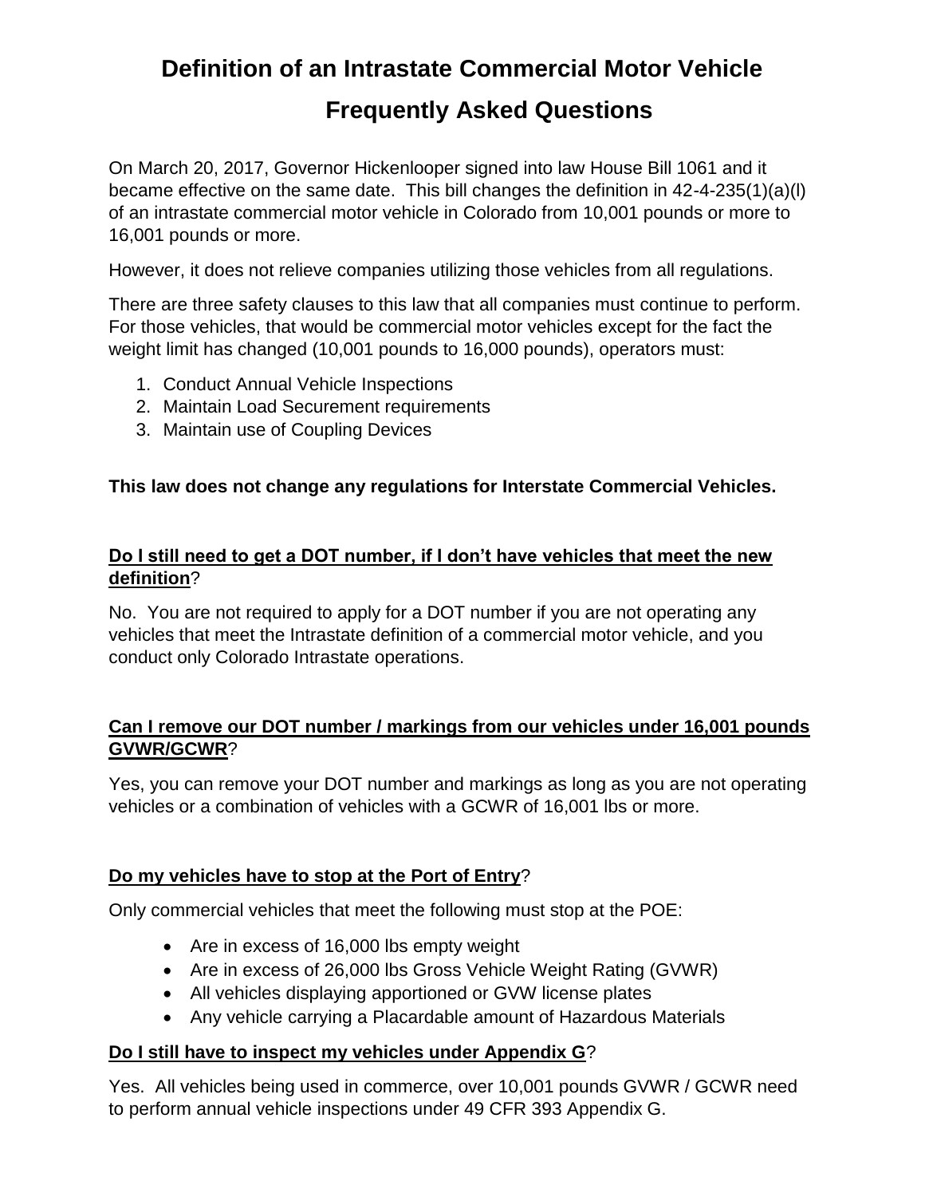# Definition of an Intrastate Commercial Motor Vehicle

# Frequently Asked Questions

On March 20, 2017, Governor Hickenlooper signed into law House Bill 1061 and it became effective on the same date. This bill changes the definition in 42-4-235(1)(a)(l) of an intrastate commercial motor vehicle in Colorado from 10,001 pounds or more to 16,001 pounds or more.

However, it does not relieve companies utilizing those vehicles from all regulations.

There are three safety clauses to this law that all companies must continue to perform. For those vehicles, that would be commercial motor vehicles except for the fact the weight limit has changed (10,001 pounds to 16,000 pounds), operators must:

1. Conduct Annual Vehicle Inspections
2. Maintain Load Securement requirements
3. Maintain use of Coupling Devices

**This law does not change any regulations for Interstate Commercial Vehicles.**

**Do I still need to get a DOT number, if I don't have vehicles that meet the new definition?**

No. You are not required to apply for a DOT number if you are not operating any vehicles that meet the Intrastate definition of a commercial motor vehicle, and you conduct only Colorado Intrastate operations.

**Can I remove our DOT number / markings from our vehicles under 16,001 pounds GVWR/GCWR?**

Yes, you can remove your DOT number and markings as long as you are not operating vehicles or a combination of vehicles with a GCWR of 16,001 lbs or more.

**Do my vehicles have to stop at the Port of Entry?**

Only commercial vehicles that meet the following must stop at the POE:

- Are in excess of 16,000 lbs empty weight
- Are in excess of 26,000 lbs Gross Vehicle Weight Rating (GVWR)
- All vehicles displaying apportioned or GVW license plates
- Any vehicle carrying a Placardable amount of Hazardous Materials

**Do I still have to inspect my vehicles under Appendix G?**

Yes. All vehicles being used in commerce, over 10,001 pounds GVWR / GCWR need to perform annual vehicle inspections under 49 CFR 393 Appendix G.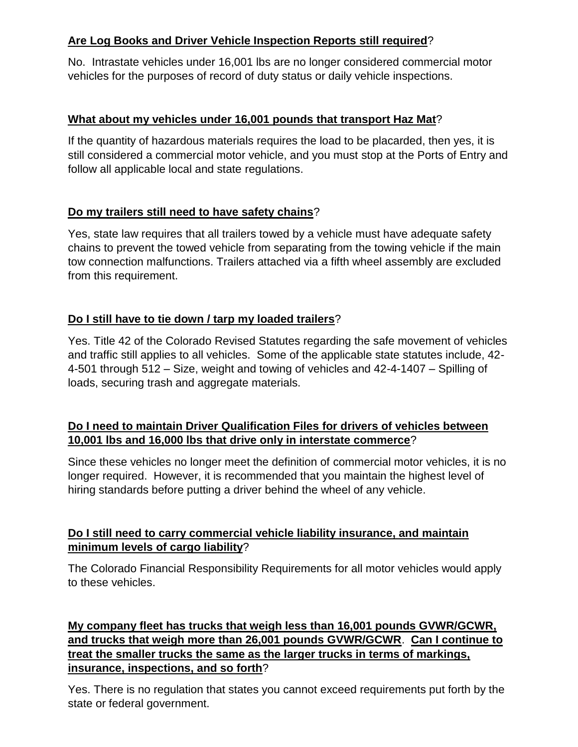**Are Log Books and Driver Vehicle Inspection Reports still required**?

No. Intrastate vehicles under 16,001 lbs are no longer considered commercial motor vehicles for the purposes of record of duty status or daily vehicle inspections.

**What about my vehicles under 16,001 pounds that transport Haz Mat**?

If the quantity of hazardous materials requires the load to be placarded, then yes, it is still considered a commercial motor vehicle, and you must stop at the Ports of Entry and follow all applicable local and state regulations.

**Do my trailers still need to have safety chains**?

Yes, state law requires that all trailers towed by a vehicle must have adequate safety chains to prevent the towed vehicle from separating from the towing vehicle if the main tow connection malfunctions. Trailers attached via a fifth wheel assembly are excluded from this requirement.

**Do I still have to tie down / tarp my loaded trailers**?

Yes. Title 42 of the Colorado Revised Statutes regarding the safe movement of vehicles and traffic still applies to all vehicles. Some of the applicable state statutes include, 42-4-501 through 512 – Size, weight and towing of vehicles and 42-4-1407 – Spilling of loads, securing trash and aggregate materials.

**Do I need to maintain Driver Qualification Files for drivers of vehicles between 10,001 lbs and 16,000 lbs that drive only in interstate commerce**?

Since these vehicles no longer meet the definition of commercial motor vehicles, it is no longer required. However, it is recommended that you maintain the highest level of hiring standards before putting a driver behind the wheel of any vehicle.

**Do I still need to carry commercial vehicle liability insurance, and maintain minimum levels of cargo liability**?

The Colorado Financial Responsibility Requirements for all motor vehicles would apply to these vehicles.

**My company fleet has trucks that weigh less than 16,001 pounds GVWR/GCWR, and trucks that weigh more than 26,001 pounds GVWR/GCWR. Can I continue to treat the smaller trucks the same as the larger trucks in terms of markings, insurance, inspections, and so forth**?

Yes. There is no regulation that states you cannot exceed requirements put forth by the state or federal government.